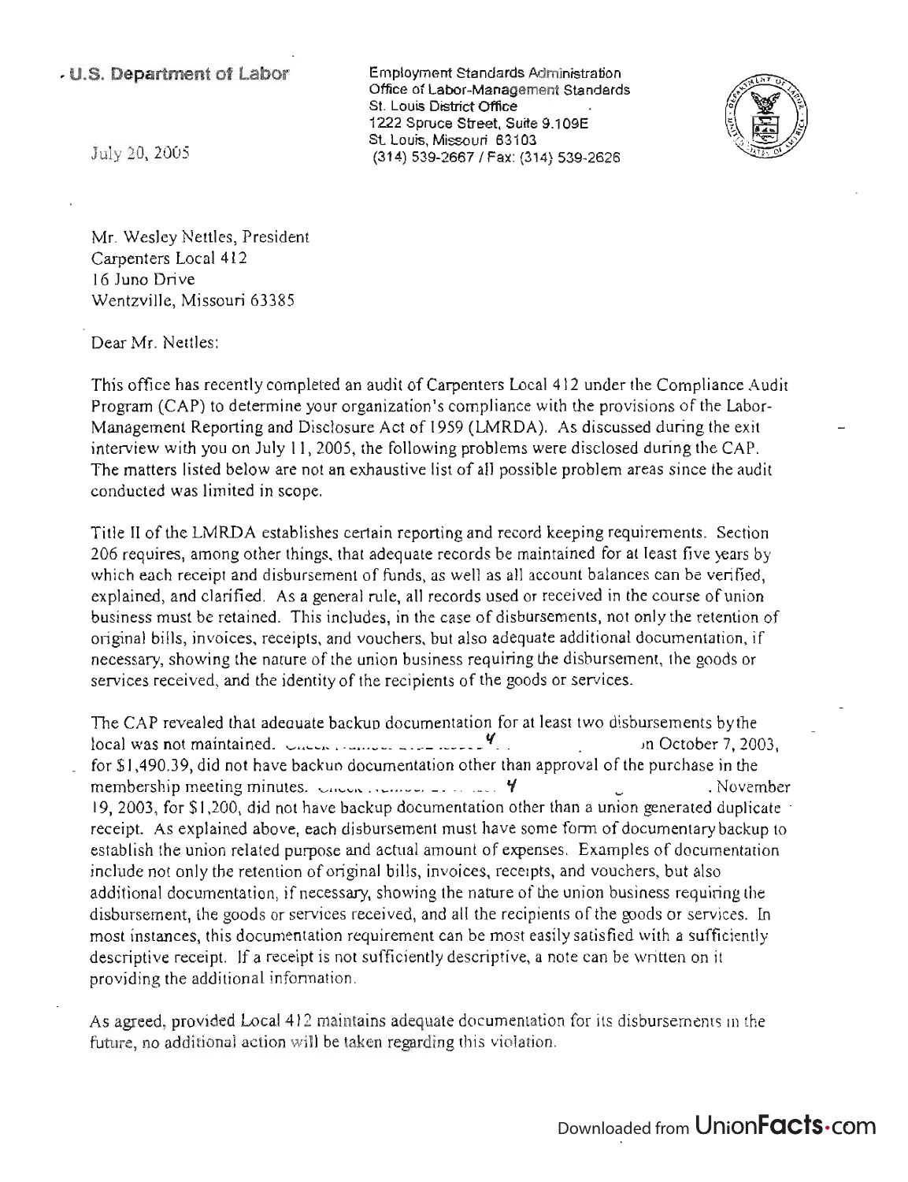**U.S. Department of Labor**

Employment Standards Administration
Office of Labor-Management Standards
St. Louis District Office
1222 Spruce Street, Suite 9.109E
St. Louis, Missouri 63103
(314) 539-2667 / Fax: (314) 539-2626

July 20, 2005

Mr. Wesley Nettles, President
Carpenters Local 412
16 Juno Drive
Wentzville, Missouri 63385

Dear Mr. Nettles:

This office has recently completed an audit of Carpenters Local 412 under the Compliance Audit Program (CAP) to determine your organization's compliance with the provisions of the Labor-Management Reporting and Disclosure Act of 1959 (LMRDA). As discussed during the exit interview with you on July 11, 2005, the following problems were disclosed during the CAP. The matters listed below are not an exhaustive list of all possible problem areas since the audit conducted was limited in scope.

Title II of the LMRDA establishes certain reporting and record keeping requirements. Section 206 requires, among other things, that adequate records be maintained for at least five years by which each receipt and disbursement of funds, as well as all account balances can be verified, explained, and clarified. As a general rule, all records used or received in the course of union business must be retained. This includes, in the case of disbursements, not only the retention of original bills, invoices, receipts, and vouchers, but also adequate additional documentation, if necessary, showing the nature of the union business requiring the disbursement, the goods or services received, and the identity of the recipients of the goods or services.

The CAP revealed that adequate backup documentation for at least two disbursements by the local was not maintained. Check number [redacted] on October 7, 2003, for $1,490.39, did not have backup documentation other than approval of the purchase in the membership meeting minutes. Check number [redacted], November 19, 2003, for $1,200, did not have backup documentation other than a union generated duplicate receipt. As explained above, each disbursement must have some form of documentary backup to establish the union related purpose and actual amount of expenses. Examples of documentation include not only the retention of original bills, invoices, receipts, and vouchers, but also additional documentation, if necessary, showing the nature of the union business requiring the disbursement, the goods or services received, and all the recipients of the goods or services. In most instances, this documentation requirement can be most easily satisfied with a sufficiently descriptive receipt. If a receipt is not sufficiently descriptive, a note can be written on it providing the additional information.

As agreed, provided Local 412 maintains adequate documentation for its disbursements in the future, no additional action will be taken regarding this violation.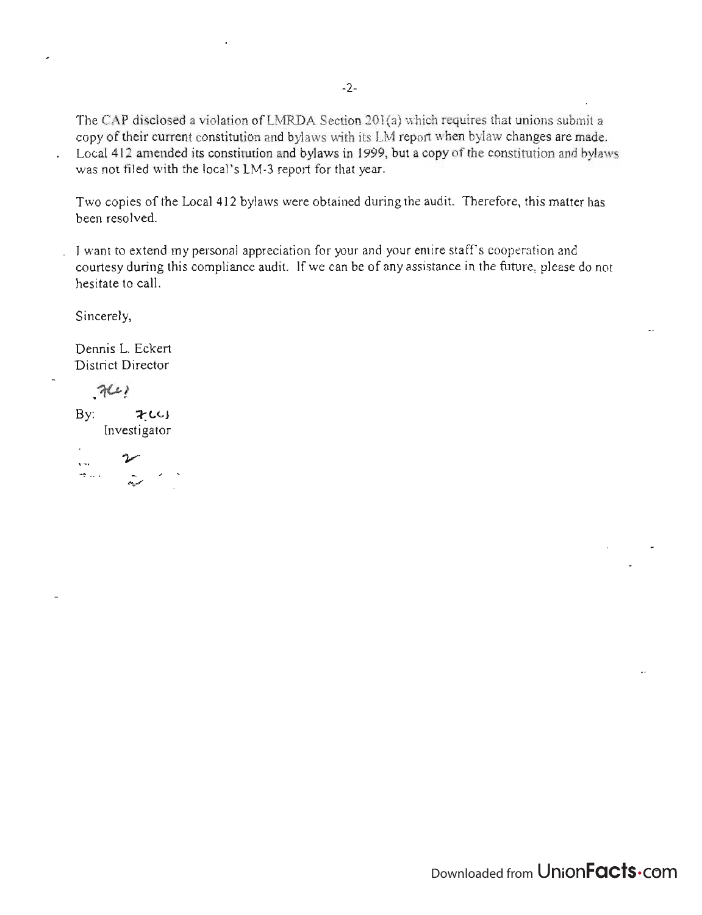The CAP disclosed a violation of LMRDA Section 201(a) which requires that unions submit a copy of their current constitution and bylaws with its LM report when bylaw changes are made. Local 412 amended its constitution and bylaws in 1999, but a copy of the constitution and bylaws was not filed with the local's LM-3 report for that year.

Two copies of the Local 412 bylaws were obtained during the audit. Therefore, this matter has been resolved.

I want to extend my personal appreciation for your and your entire staff's cooperation and courtesy during this compliance audit. If we can be of any assistance in the future, please do not hesitate to call.

Sincerely,

Dennis L. Eckert
District Director

By:
Investigator